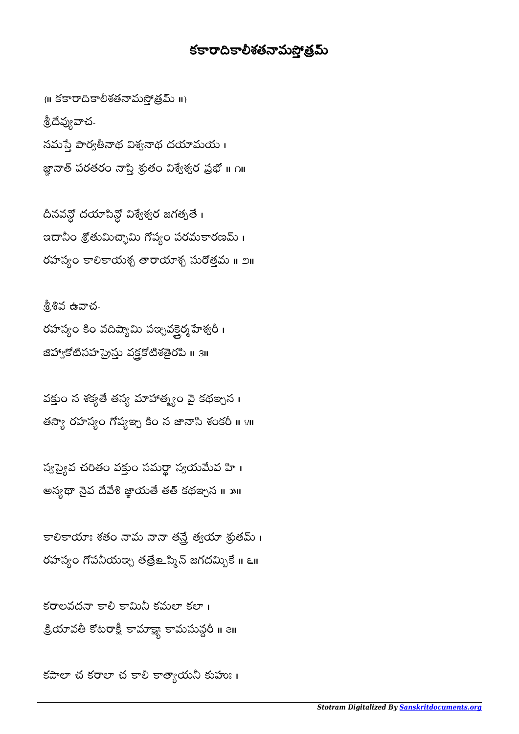# కకారాదికాలీశతనామస్తోత్రమ్

{॥ కకారాదికాలీశతనామస్తోత్రమ్ ॥}

శ్రీదేవ్యువాచ-

నమస్తే పార్వతీనాథ విశ్వనాథ దయామయ ।
జ్ఞానాత్ పరతరం నాస్తి శ్రుతం విశ్వేశ్వర ప్రభో ॥ ౧॥

దీనవన్ధో దయాసిన్ధో విశ్వేశ్వర జగత్పతే ।
ఇదానీం శ్రోతుమిచ్ఛామి గోప్యం పరమకారణమ్ ।
రహస్యం కాలికాయశ్చ తారాయాశ్చ సురోత్తమ ॥ ౨॥

శ్రీశివ ఉవాచ-

రహస్యం కిం వదిష్యామి పఞ్చవక్త్రైర్మహేశ్వరీ ।
జిహ్వాకోటిసహస్రైస్తు వక్త్రకోటిశతైరపి ॥ ౩॥

వక్తుం న శక్యతే తస్య మాహాత్మ్యం వై కథఞ్చన ।
తస్యా రహస్యం గోప్యఞ్చ కిం న జానాసి శంకరీ ॥ ౪॥

స్వస్యైవ చరితం వక్తుం సమర్థా స్వయమేవ హి ।
అన్యథా నైవ దేవేశి జ్ఞాయతే తత్ కథఞ్చన ॥ ౫॥

కాలికాయాః శతం నామ నానా తన్త్రే త్వయా శ్రుతమ్ ।
రహస్యం గోపనీయఞ్చ తన్త్రేఽస్మిన్ జగదమ్బికే ॥ ౬॥

కరాలవదనా కాలీ కామినీ కమలా కలా ।
క్రియావతీ కోటరాక్షీ కామాక్ష్యా కామసున్దరీ ॥ ౭॥

కపాలా చ కరాలా చ కాలీ కాత్యాయనీ కుహుః ।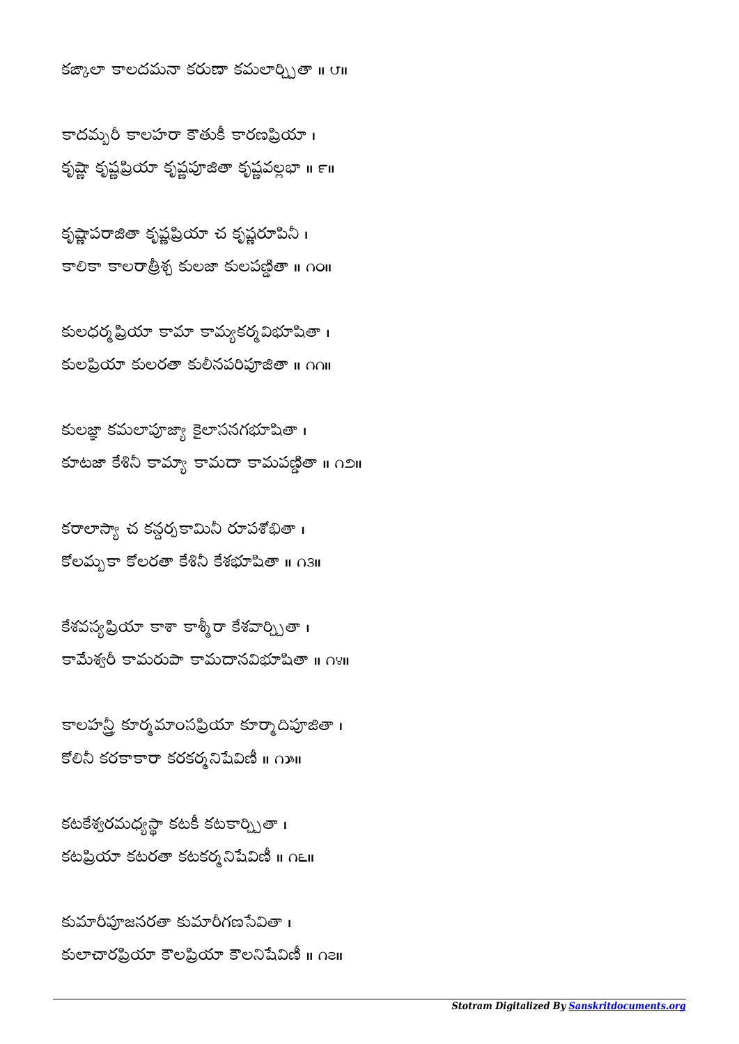కఙ్కాలా కాలదమనా కరుణా కమలార్చితా ॥ ౮॥

కాదమ్బరీ కాలహరా కౌతుకీ కారణప్రియా ।
కృష్ణా కృష్ణప్రియా కృష్ణపూజితా కృష్ణవల్లభా ॥ ౯॥

కృష్ణాపరాజితా కృష్ణప్రియా చ కృష్ణరూపిణీ ।
కాలికా కాలరాత్రిశ్చ కులజా కులపణ్డితా ॥ ౧౦॥

కులధర్మప్రియా కామా కామ్యకర్మవిభూషితా ।
కులప్రియా కులరతా కులీనపరిపూజితా ॥ ౧౧॥

కులజ్ఞా కమలాపూజ్యా కైలాసనగభూషితా ।
కూటజా కేశినీ కామ్యా కామదా కామపణ్డితా ॥ ౧౨॥

కరాలాస్యా చ కన్దర్పకామినీ రూపశోభితా ।
కోలమ్బకా కోలరతా కేశినీ కేశభూషితా ॥ ౧౩॥

కేశవస్యప్రియా కాశా కాశ్మీరా కేశవార్చితా ।
కామేశ్వరీ కామరుపా కామదానవిభూషితా ॥ ౧౪॥

కాలహన్త్రీ కూర్మమాంసప్రియా కూర్మాదిపూజితా ।
కోలినీ కరకాకారా కరకర్మనిషేవిణీ ॥ ౧౫॥

కటకేశ్వరమధ్యస్థా కటకీ కటకార్చితా ।
కటప్రియా కటరతా కటకర్మనిషేవిణీ ॥ ౧౬॥

కుమారీపూజనరతా కుమారీగణసేవితా ।
కులాచారప్రియా కౌలప్రియా కౌలనిషేవిణీ ॥ ౧౭॥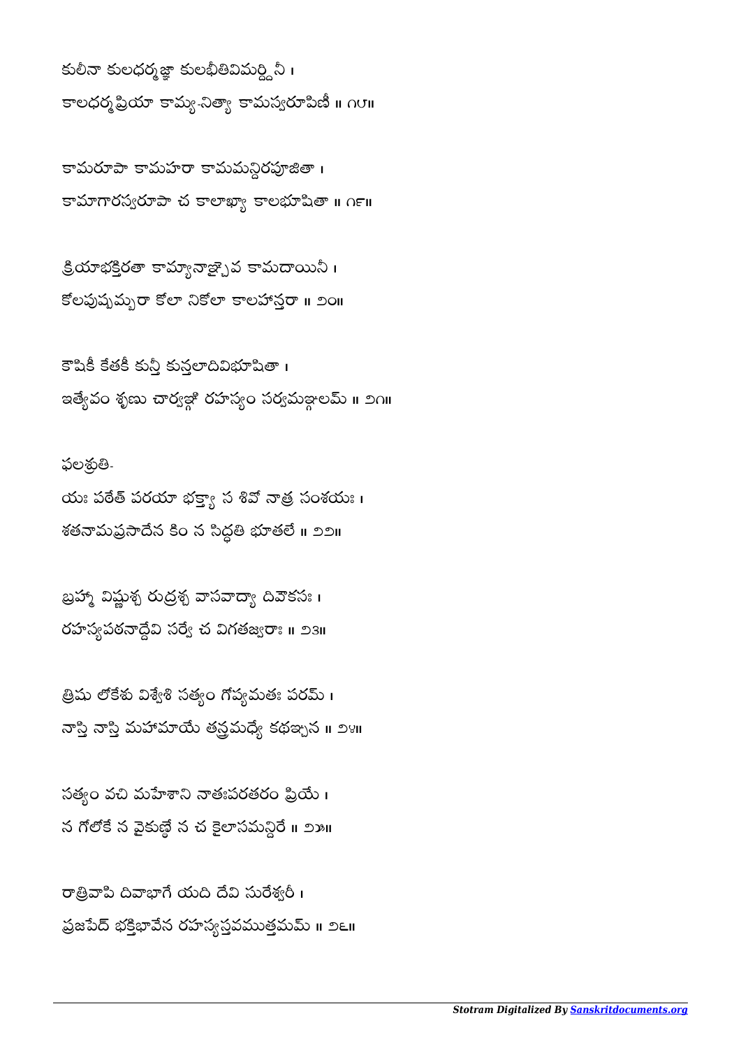కులీనా కులధర్మజ్ఞా కులభీతివిమర్ద్దినీ ।
కాలధర్మప్రియా కామ్య-నిత్యా కామస్వరూపిణీ ॥ ౧౮॥

కామరూపా కామహరా కామమన్దిరపూజితా ।
కామాగారస్వరూపా చ కాలాఖ్యా కాలభూషితా ॥ ౧౯॥

క్రియాభక్తిరతా కామ్యానాఞ్చైవ కామదాయినీ ।
కోలపుష్పమ్భరా కోలా నికోలా కాలహాన్తరా ॥ ౨౦॥

కౌషికీ కేతకీ కున్తీ కున్తలాదివిభూషితా ।
ఇత్యేవం శృణు చార్వఙ్గి రహస్యం సర్వమఙ్గలమ్ ॥ ౨౧॥

ఫలశ్రుతి-

యః పఠేత్ పరయా భక్త్యా స శివో నాత్ర సంశయః ।
శతనామప్రసాదేన కిం న సిద్ధతి భూతలే ॥ ౨౨॥

బ్రహ్మా విష్ణుశ్చ రుద్రశ్చ వాసవాద్యా దివౌకసః ।
రహస్యపఠనాద్దేవి సర్వే చ విగతజ్వరాః ॥ ౨౩॥

త్రిషు లోకేషు విశ్వేశి సత్యం గోప్యమతః పరమ్ ।
నాస్తి నాస్తి మహామాయే తన్త్రమధ్యే కథఞ్చన ॥ ౨౪॥

సత్యం వచ్మి మహేశాని నాతఃపరతరం ప్రియే ।
న గోలోకే న వైకుణ్ఠే న చ కైలాసమన్దిరే ॥ ౨౫॥

రాత్రివాపి దివాభాగే యది దేవి సురేశ్వరీ ।
ప్రజపేద్ భక్తిభావేన రహస్యస్తవముత్తమమ్ ॥ ౨౬॥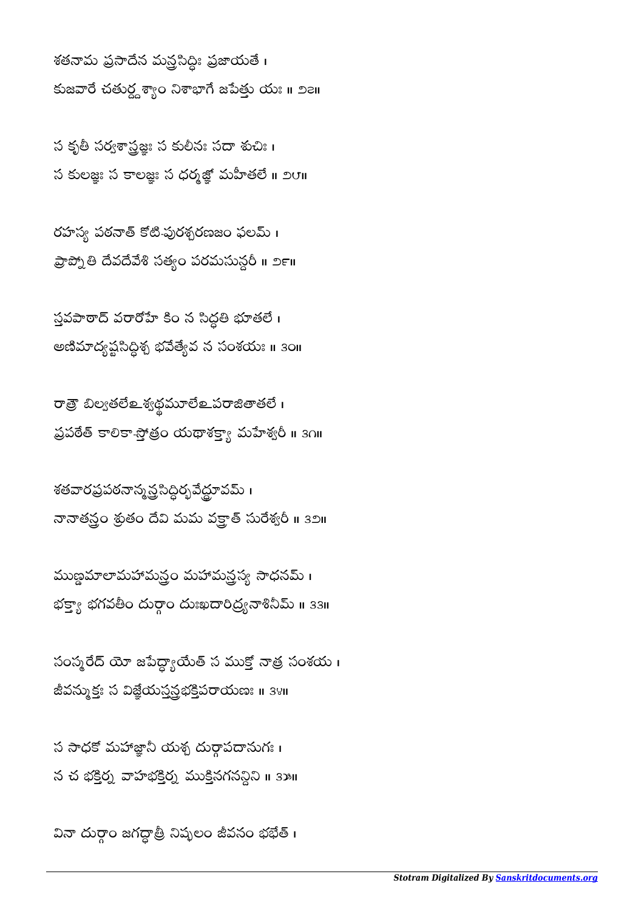శతనామ ప్రసాదేన మన్త్రసిద్ధిః ప్రజాయతే ।
కుజవారే చతుర్దశ్యాం నిశాభాగే జపేత్తు యః ॥ ౨౭॥

స కృతీ సర్వశాస్త్రజ్ఞః స కులీనః సదా శుచిః ।
స కులజ్ఞః స కాలజ్ఞః స ధర్మజ్ఞో మహీతలే ॥ ౨౮॥

రహస్య పఠనాత్ కోటి-పురశ్చరణజం ఫలమ్ ।
ప్రాప్నోతి దేవదేవేశి సత్యం పరమసున్దరీ ॥ ౨౯॥

స్తవపాఠాద్ వరారోహే కిం న సిద్ధతి భూతలే ।
అణిమాద్యష్టసిద్ధిశ్చ భవేత్యేవ న సంశయః ॥ ౩౦॥

రాత్రౌ బిల్వతలేఽశ్వత్థమూలేఽపరాజితాతలే ।
ప్రపఠేత్ కాలికా-స్తోత్రం యథాశక్త్యా మహేశ్వరీ ॥ ౩౧॥

శతవారప్రపఠనాన్మన్త్రసిద్ధిర్భవేద్ధ్రువమ్ ।
నానాతన్త్రం శ్రుతం దేవి మమ వక్త్రాత్ సురేశ్వరీ ॥ ౩౨॥

ముణ్డమాలామహామన్త్రం మహామన్త్రస్య సాధనమ్ ।
భక్త్యా భగవతీం దుర్గాం దుఃఖదారిద్ర్యనాశినీమ్ ॥ ౩౩॥

సంస్మరేద్ యో జపేద్ధ్యాయేత్ స ముక్తో నాత్ర సంశయ ।
జీవన్ముక్తః స విజ్ఞేయస్తన్త్రభక్తిపరాయణః ॥ ౩౪॥

స సాధకో మహాజ్ఞానీ యశ్చ దుర్గాపదానుగః ।
న చ భక్తిర్న వాహభక్తిర్న ముక్తినగనన్దిని ॥ ౩౫॥

వినా దుర్గాం జగద్ధాత్రీ నిష్ఫలం జీవనం భఫేత్ ।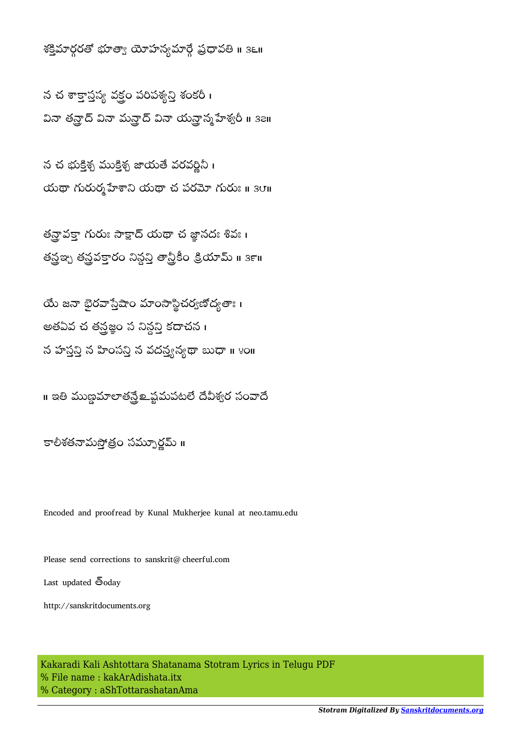శక్తిమార్గరతో భూత్వా యోఽన్యమార్గే ప్రధావతి ॥ ౩౬॥

న చ శాక్తాస్తస్య వక్త్రం పరిపశ్యన్తి శంకరీ ।
వినా తన్త్రాద్ వినా మన్త్రాద్ వినా యన్త్రాన్మహేశ్వరీ ॥ ౩౭॥

న చ భుక్తిశ్చ ముక్తిశ్చ జాయతే వరవర్ణినీ ।
యథా గురుర్మహేశాని యథా చ పరమో గురుః ॥ ౩౮॥

తన్త్రావక్తా గురుః సాక్షాద్ యథా చ జ్ఞానదః శివః ।
తన్త్రఞ్చ తన్త్రవక్తారం నిన్దన్తి తాన్త్రికీం క్రియామ్ ॥ ౩౯॥

యే జనా భైరవాస్తేషాం మాంసాస్థిచర్వణోద్యతాః ।
అతఏవ చ తన్త్రజ్ఞం న నిన్దన్తి కదాచన ।
న హసన్తి న హింసన్తి న వదన్త్యన్యథా బుధా ॥ ౪౦॥

॥ ఇతి ముణ్డమాలాతన్త్రేఽష్టమపటలే దేవీశ్వర సంవాదే

కాలీశతనామస్తోత్రం సమ్పూర్ణమ్ ॥

Encoded and proofread by Kunal Mukherjee kunal at neo.tamu.edu

Please send corrections to sanskrit@cheerful.com

Last updated త్oday

http://sanskritdocuments.org

Kakaradi Kali Ashtottara Shatanama Stotram Lyrics in Telugu PDF
% File name : kakArAdishata.itx
% Category : aShTottarashatanAma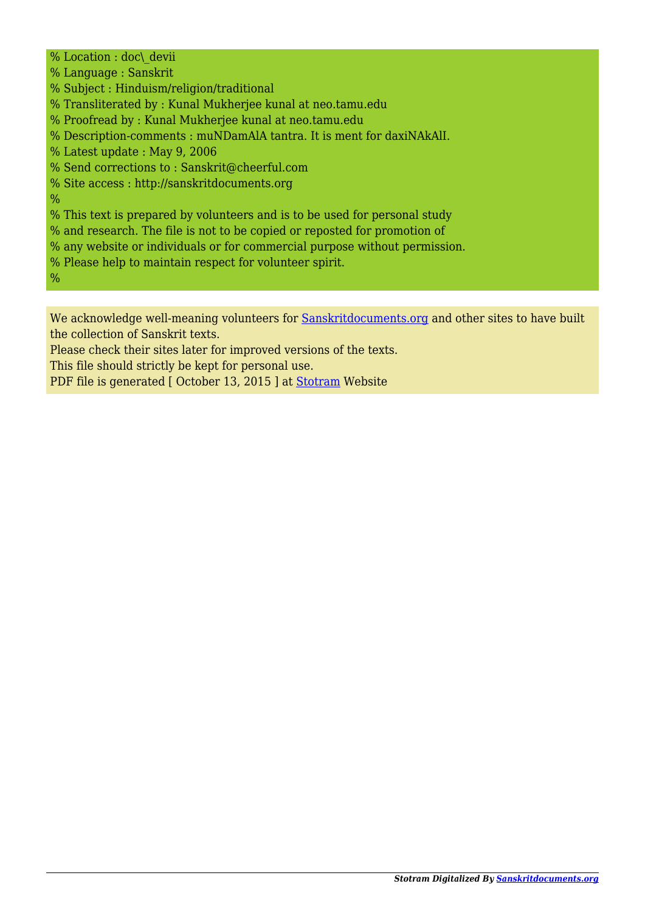% Location : doc\_devii
% Language : Sanskrit
% Subject : Hinduism/religion/traditional
% Transliterated by : Kunal Mukherjee kunal at neo.tamu.edu
% Proofread by : Kunal Mukherjee kunal at neo.tamu.edu
% Description-comments : muNDamAlA tantra. It is ment for daxiNAkAlI.
% Latest update : May 9, 2006
% Send corrections to : Sanskrit@cheerful.com
% Site access : http://sanskritdocuments.org
%
% This text is prepared by volunteers and is to be used for personal study
% and research. The file is not to be copied or reposted for promotion of
% any website or individuals or for commercial purpose without permission.
% Please help to maintain respect for volunteer spirit.
%

We acknowledge well-meaning volunteers for Sanskritdocuments.org and other sites to have built the collection of Sanskrit texts.
Please check their sites later for improved versions of the texts.
This file should strictly be kept for personal use.
PDF file is generated [ October 13, 2015 ] at Stotram Website